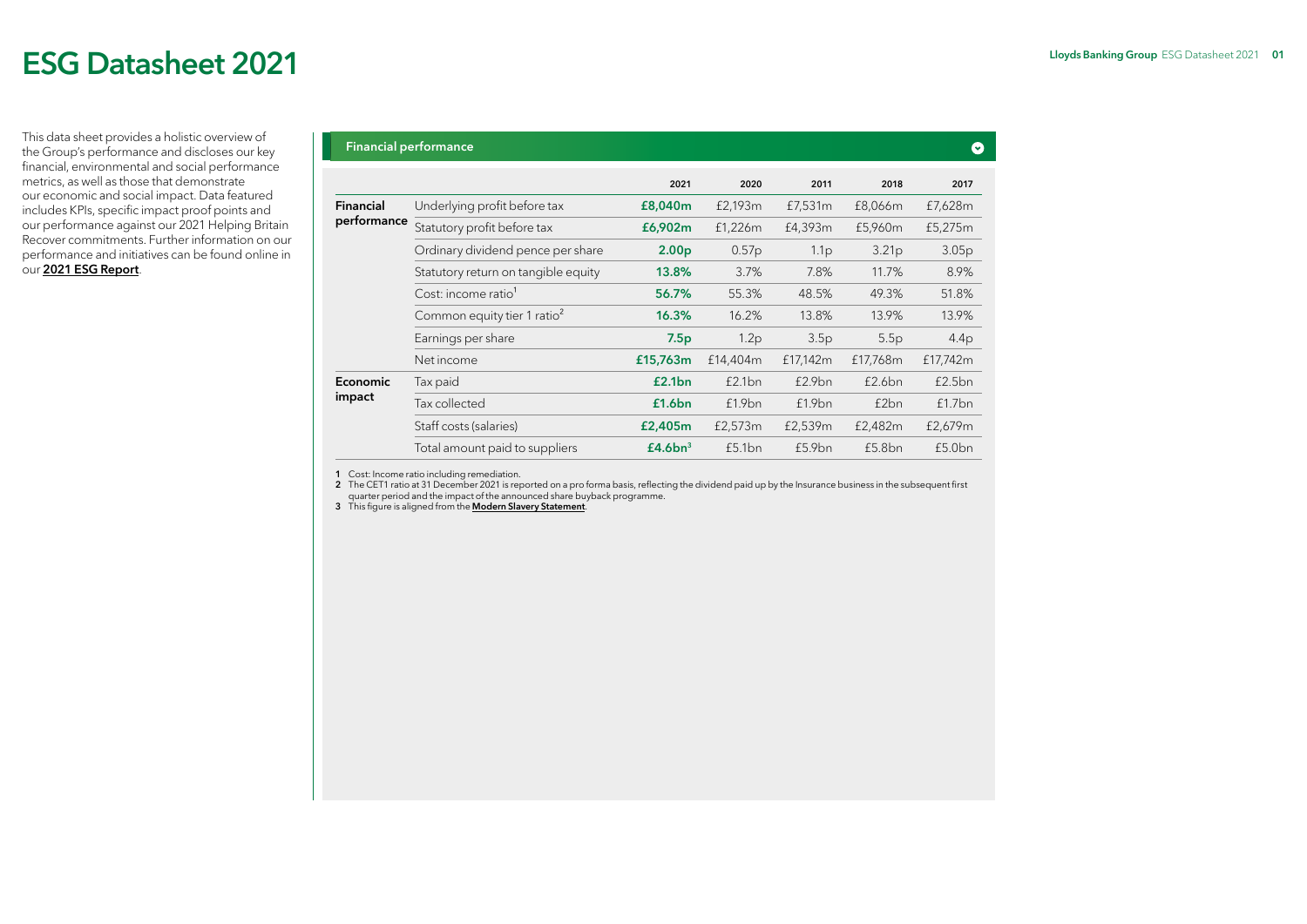# ESG Datasheet 2021

This data sheet provides a holistic overview of the Group's performance and discloses our key financial, environmental and social performance metrics, as well as those that demonstrate our economic and social impact. Data featured includes KPIs, specific impact proof points and our performance against our 2021 Helping Britain Recover commitments. Further information on our performance and initiatives can be found online in our **2021 ESG Report**.

## Financial performance

| | | 2021 | 2020 | 2011 | 2018 | 2017 |
|---|---|---|---|---|---|---|
| **Financial performance** | Underlying profit before tax | **£8,040m** | £2,193m | £7,531m | £8,066m | £7,628m |
| | Statutory profit before tax | **£6,902m** | £1,226m | £4,393m | £5,960m | £5,275m |
| | Ordinary dividend pence per share | **2.00p** | 0.57p | 1.1p | 3.21p | 3.05p |
| | Statutory return on tangible equity | **13.8%** | 3.7% | 7.8% | 11.7% | 8.9% |
| | Cost: income ratio[1] | **56.7%** | 55.3% | 48.5% | 49.3% | 51.8% |
| | Common equity tier 1 ratio[2] | **16.3%** | 16.2% | 13.8% | 13.9% | 13.9% |
| | Earnings per share | **7.5p** | 1.2p | 3.5p | 5.5p | 4.4p |
| | Net income | **£15,763m** | £14,404m | £17,142m | £17,768m | £17,742m |
| **Economic impact** | Tax paid | **£2.1bn** | £2.1bn | £2.9bn | £2.6bn | £2.5bn |
| | Tax collected | **£1.6bn** | £1.9bn | £1.9bn | £2bn | £1.7bn |
| | Staff costs (salaries) | **£2,405m** | £2,573m | £2,539m | £2,482m | £2,679m |
| | Total amount paid to suppliers | **£4.6bn**[3] | £5.1bn | £5.9bn | £5.8bn | £5.0bn |

1 Cost: Income ratio including remediation.
2 The CET1 ratio at 31 December 2021 is reported on a pro forma basis, reflecting the dividend paid up by the Insurance business in the subsequent first quarter period and the impact of the announced share buyback programme.
3 This figure is aligned from the **Modern Slavery Statement**.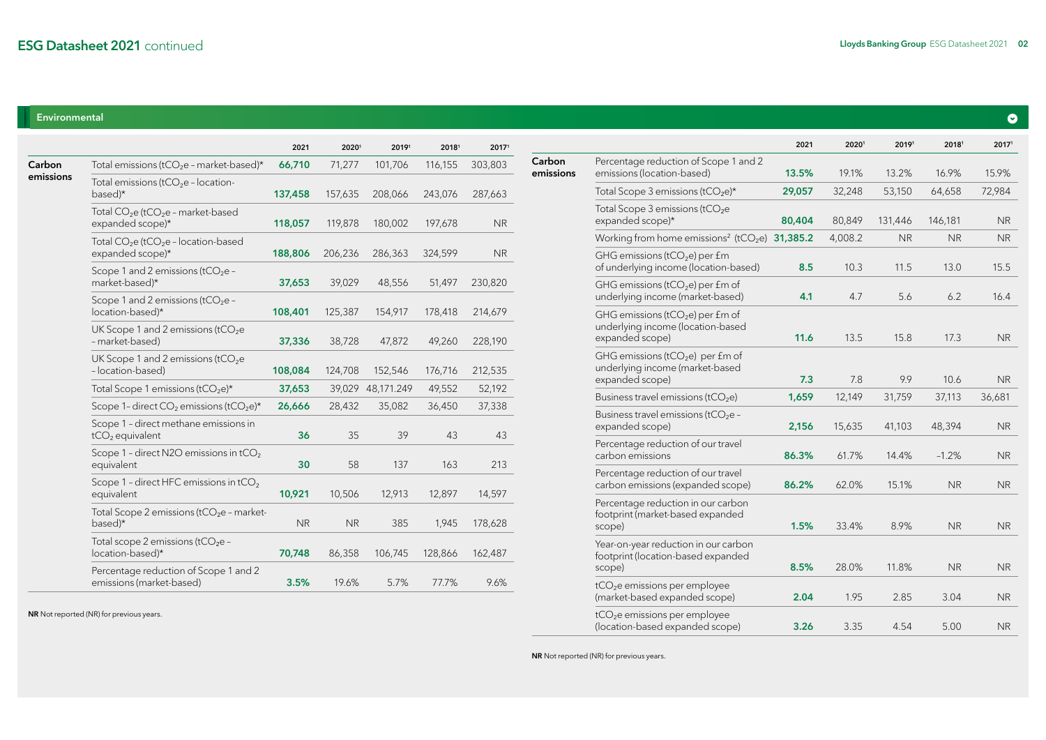## Environmental

| | | 2021 | 2020[1] | 2019[1] | 2018[1] | 2017[1] |
|---|---|---|---|---|---|---|
| **Carbon emissions** | Total emissions ($tCO_2e$ – market-based)* | **66,710** | 71,277 | 101,706 | 116,155 | 303,803 |
| | Total emissions ($tCO_2e$ – location-based)* | **137,458** | 157,635 | 208,066 | 243,076 | 287,663 |
| | Total $CO_2e$ ($tCO_2e$ – market-based expanded scope)* | **118,057** | 119,878 | 180,002 | 197,678 | NR |
| | Total $CO_2e$ ($tCO_2e$ – location-based expanded scope)* | **188,806** | 206,236 | 286,363 | 324,599 | NR |
| | Scope 1 and 2 emissions ($tCO_2e$ – market-based)* | **37,653** | 39,029 | 48,556 | 51,497 | 230,820 |
| | Scope 1 and 2 emissions ($tCO_2e$ – location-based)* | **108,401** | 125,387 | 154,917 | 178,418 | 214,679 |
| | UK Scope 1 and 2 emissions ($tCO_2e$ – market-based) | **37,336** | 38,728 | 47,872 | 49,260 | 228,190 |
| | UK Scope 1 and 2 emissions ($tCO_2e$ – location-based) | **108,084** | 124,708 | 152,546 | 176,716 | 212,535 |
| | Total Scope 1 emissions ($tCO_2e$)* | **37,653** | 39,029 | 48,171.249 | 49,552 | 52,192 |
| | Scope 1– direct $CO_2$ emissions ($tCO_2e$)* | **26,666** | 28,432 | 35,082 | 36,450 | 37,338 |
| | Scope 1 – direct methane emissions in $tCO_2$ equivalent | **36** | 35 | 39 | 43 | 43 |
| | Scope 1 – direct N2O emissions in $tCO_2$ equivalent | **30** | 58 | 137 | 163 | 213 |
| | Scope 1 – direct HFC emissions in $tCO_2$ equivalent | **10,921** | 10,506 | 12,913 | 12,897 | 14,597 |
| | Total Scope 2 emissions ($tCO_2e$ – market-based)* | NR | NR | 385 | 1,945 | 178,628 |
| | Total scope 2 emissions ($tCO_2e$ – location-based)* | **70,748** | 86,358 | 106,745 | 128,866 | 162,487 |
| | Percentage reduction of Scope 1 and 2 emissions (market-based) | **3.5%** | 19.6% | 5.7% | 77.7% | 9.6% |
| | Percentage reduction of Scope 1 and 2 emissions (location-based) | **13.5%** | 19.1% | 13.2% | 16.9% | 15.9% |
| | Total Scope 3 emissions ($tCO_2e$)* | **29,057** | 32,248 | 53,150 | 64,658 | 72,984 |
| | Total Scope 3 emissions ($tCO_2e$ expanded scope)* | **80,404** | 80,849 | 131,446 | 146,181 | NR |
| | Working from home emissions[2] ($tCO_2e$) | **31,385.2** | 4,008.2 | NR | NR | NR |
| | GHG emissions ($tCO_2e$) per £m of underlying income (location-based) | **8.5** | 10.3 | 11.5 | 13.0 | 15.5 |
| | GHG emissions ($tCO_2e$) per £m of underlying income (market-based) | **4.1** | 4.7 | 5.6 | 6.2 | 16.4 |
| | GHG emissions ($tCO_2e$) per £m of underlying income (location-based expanded scope) | **11.6** | 13.5 | 15.8 | 17.3 | NR |
| | GHG emissions ($tCO_2e$) per £m of underlying income (market-based expanded scope) | **7.3** | 7.8 | 9.9 | 10.6 | NR |
| | Business travel emissions ($tCO_2e$) | **1,659** | 12,149 | 31,759 | 37,113 | 36,681 |
| | Business travel emissions ($tCO_2e$ – expanded scope) | **2,156** | 15,635 | 41,103 | 48,394 | NR |
| | Percentage reduction of our travel carbon emissions | **86.3%** | 61.7% | 14.4% | -1.2% | NR |
| | Percentage reduction of our travel carbon emissions (expanded scope) | **86.2%** | 62.0% | 15.1% | NR | NR |
| | Percentage reduction in our carbon footprint (market-based expanded scope) | **1.5%** | 33.4% | 8.9% | NR | NR |
| | Year-on-year reduction in our carbon footprint (location-based expanded scope) | **8.5%** | 28.0% | 11.8% | NR | NR |
| | $tCO_2e$ emissions per employee (market-based expanded scope) | **2.04** | 1.95 | 2.85 | 3.04 | NR |
| | $tCO_2e$ emissions per employee (location-based expanded scope) | **3.26** | 3.35 | 4.54 | 5.00 | NR |

**NR** Not reported (NR) for previous years.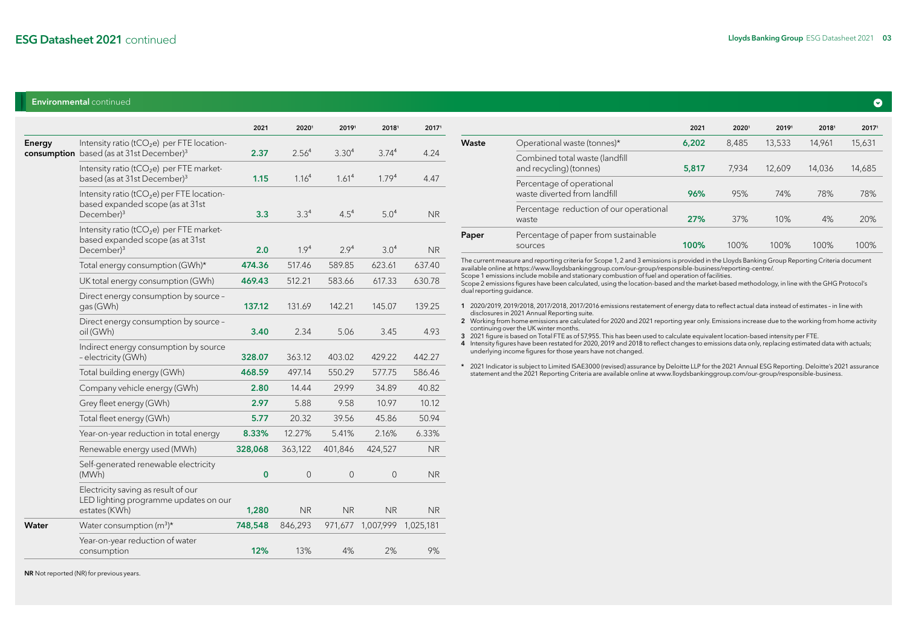## ESG Datasheet 2021 continued

### Environmental continued

| | | 2021 | 2020[1] | 2019[1] | 2018[1] | 2017[1] |
|---|---|---|---|---|---|---|
| **Energy consumption** | Intensity ratio ($tCO_2e$) per FTE location-based (as at 31st December)[3] | **2.37** | 2.56[4] | 3.30[4] | 3.74[4] | 4.24 |
| | Intensity ratio ($tCO_2e$) per FTE market-based (as at 31st December)[3] | **1.15** | 1.16[4] | 1.61[4] | 1.79[4] | 4.47 |
| | Intensity ratio ($tCO_2e$) per FTE location-based expanded scope (as at 31st December)[3] | **3.3** | 3.3[4] | 4.5[4] | 5.0[4] | NR |
| | Intensity ratio ($tCO_2e$) per FTE market-based expanded scope (as at 31st December)[3] | **2.0** | 1.9[4] | 2.9[4] | 3.0[4] | NR |
| | Total energy consumption (GWh)* | **474.36** | 517.46 | 589.85 | 623.61 | 637.40 |
| | UK total energy consumption (GWh) | **469.43** | 512.21 | 583.66 | 617.33 | 630.78 |
| | Direct energy consumption by source – gas (GWh) | **137.12** | 131.69 | 142.21 | 145.07 | 139.25 |
| | Direct energy consumption by source – oil (GWh) | **3.40** | 2.34 | 5.06 | 3.45 | 4.93 |
| | Indirect energy consumption by source – electricity (GWh) | **328.07** | 363.12 | 403.02 | 429.22 | 442.27 |
| | Total building energy (GWh) | **468.59** | 497.14 | 550.29 | 577.75 | 586.46 |
| | Company vehicle energy (GWh) | **2.80** | 14.44 | 29.99 | 34.89 | 40.82 |
| | Grey fleet energy (GWh) | **2.97** | 5.88 | 9.58 | 10.97 | 10.12 |
| | Total fleet energy (GWh) | **5.77** | 20.32 | 39.56 | 45.86 | 50.94 |
| | Year-on-year reduction in total energy | **8.33%** | 12.27% | 5.41% | 2.16% | 6.33% |
| | Renewable energy used (MWh) | **328,068** | 363,122 | 401,846 | 424,527 | NR |
| | Self-generated renewable electricity (MWh) | **0** | 0 | 0 | 0 | NR |
| | Electricity saving as result of our LED lighting programme updates on our estates (KWh) | **1,280** | NR | NR | NR | NR |
| **Water** | Water consumption ($m^3$)* | **748,548** | 846,293 | 971,677 | 1,007,999 | 1,025,181 |
| | Year-on-year reduction of water consumption | **12%** | 13% | 4% | 2% | 9% |

**NR** Not reported (NR) for previous years.

| | | 2021 | 2020[1] | 2019[1] | 2018[1] | 2017[1] |
|---|---|---|---|---|---|---|
| **Waste** | Operational waste (tonnes)* | **6,202** | 8,485 | 13,533 | 14,961 | 15,631 |
| | Combined total waste (landfill and recycling) (tonnes) | **5,817** | 7,934 | 12,609 | 14,036 | 14,685 |
| | Percentage of operational waste diverted from landfill | **96%** | 95% | 74% | 78% | 78% |
| | Percentage reduction of our operational waste | **27%** | 37% | 10% | 4% | 20% |
| **Paper** | Percentage of paper from sustainable sources | **100%** | 100% | 100% | 100% | 100% |

The current measure and reporting criteria for Scope 1, 2 and 3 emissions is provided in the Lloyds Banking Group Reporting Criteria document available online at https://www.lloydsbankinggroup.com/our-group/responsible-business/reporting-centre/.
Scope 1 emissions include mobile and stationary combustion of fuel and operation of facilities.
Scope 2 emissions figures have been calculated, using the location-based and the market-based methodology, in line with the GHG Protocol's dual reporting guidance.

1. 2020/2019, 2019/2018, 2017/2018, 2017/2016 emissions restatement of energy data to reflect actual data instead of estimates – in line with disclosures in 2021 Annual Reporting suite.
2. Working from home emissions are calculated for 2020 and 2021 reporting year only. Emissions increase due to the working from home activity continuing over the UK winter months.
3. 2021 figure is based on Total FTE as of 57,955. This has been used to calculate equivalent location-based intensity per FTE.
4. Intensity figures have been restated for 2020, 2019 and 2018 to reflect changes to emissions data only, replacing estimated data with actuals; underlying income figures for those years have not changed.

\* 2021 Indicator is subject to Limited ISAE3000 (revised) assurance by Deloitte LLP for the 2021 Annual ESG Reporting. Deloitte's 2021 assurance statement and the 2021 Reporting Criteria are available online at www.lloydsbankinggroup.com/our-group/responsible-business.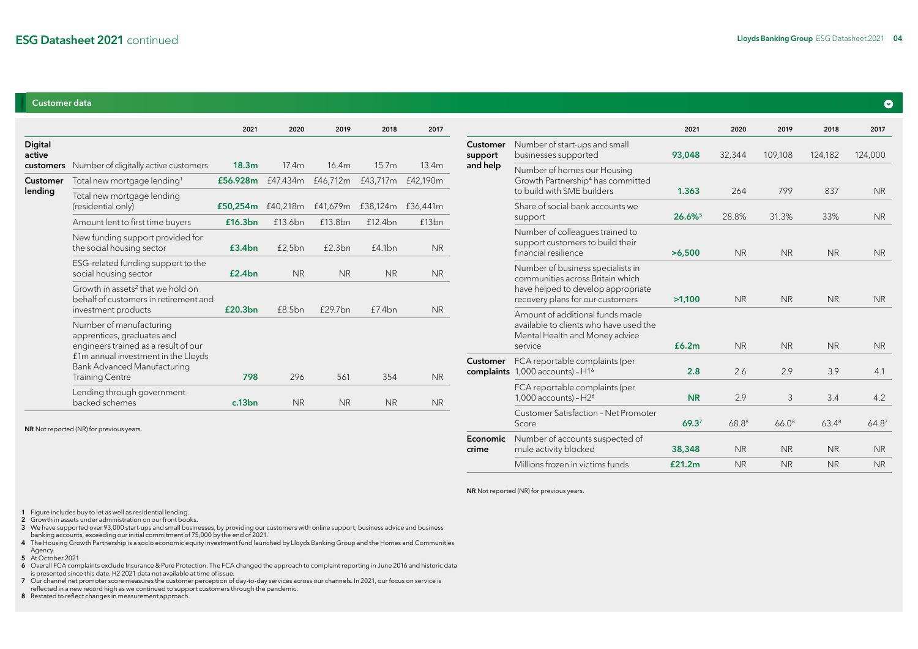## ESG Datasheet 2021 continued

### Customer data

| | | 2021 | 2020 | 2019 | 2018 | 2017 |
|---|---|---|---|---|---|---|
| **Digital active customers** | Number of digitally active customers | **18.3m** | 17.4m | 16.4m | 15.7m | 13.4m |
| **Customer lending** | Total new mortgage lending[1] | **£56.928m** | £47.434m | £46,712m | £43,717m | £42,190m |
| | Total new mortgage lending (residential only) | **£50,254m** | £40,218m | £41,679m | £38,124m | £36,441m |
| | Amount lent to first time buyers | **£16.3bn** | £13.6bn | £13.8bn | £12.4bn | £13bn |
| | New funding support provided for the social housing sector | **£3.4bn** | £2,5bn | £2.3bn | £4.1bn | NR |
| | ESG-related funding support to the social housing sector | **£2.4bn** | NR | NR | NR | NR |
| | Growth in assets[2] that we hold on behalf of customers in retirement and investment products | **£20.3bn** | £8.5bn | £29.7bn | £7.4bn | NR |
| | Number of manufacturing apprentices, graduates and engineers trained as a result of our £1m annual investment in the Lloyds Bank Advanced Manufacturing Training Centre | **798** | 296 | 561 | 354 | NR |
| | Lending through government-backed schemes | **c.13bn** | NR | NR | NR | NR |

**NR** Not reported (NR) for previous years.

| | | 2021 | 2020 | 2019 | 2018 | 2017 |
|---|---|---|---|---|---|---|
| **Customer support and help** | Number of start-ups and small businesses supported | **93,048** | 32,344 | 109,108 | 124,182 | 124,000 |
| | Number of homes our Housing Growth Partnership[4] has committed to build with SME builders | **1.363** | 264 | 799 | 837 | NR |
| | Share of social bank accounts we support | **26.6%[5]** | 28.8% | 31.3% | 33% | NR |
| | Number of colleagues trained to support customers to build their financial resilience | **>6,500** | NR | NR | NR | NR |
| | Number of business specialists in communities across Britain which have helped to develop appropriate recovery plans for our customers | **>1,100** | NR | NR | NR | NR |
| | Amount of additional funds made available to clients who have used the Mental Health and Money advice service | **£6.2m** | NR | NR | NR | NR |
| **Customer complaints** | FCA reportable complaints (per 1,000 accounts) – H1[6] | **2.8** | 2.6 | 2.9 | 3.9 | 4.1 |
| | FCA reportable complaints (per 1,000 accounts) – H2[6] | **NR** | 2.9 | 3 | 3.4 | 4.2 |
| | Customer Satisfaction – Net Promoter Score | **69.3[7]** | 68.8[8] | 66.0[8] | 63.4[8] | 64.8[7] |
| **Economic crime** | Number of accounts suspected of mule activity blocked | **38,348** | NR | NR | NR | NR |
| | Millions frozen in victims funds | **£21.2m** | NR | NR | NR | NR |

**NR** Not reported (NR) for previous years.

1. Figure includes buy to let as well as residential lending.
2. Growth in assets under administration on our front books.
3. We have supported over 93,000 start-ups and small businesses, by providing our customers with online support, business advice and business banking accounts, exceeding our initial commitment of 75,000 by the end of 2021.
4. The Housing Growth Partnership is a socio economic equity investment fund launched by Lloyds Banking Group and the Homes and Communities Agency.
5. At October 2021.
6. Overall FCA complaints exclude Insurance & Pure Protection. The FCA changed the approach to complaint reporting in June 2016 and historic data is presented since this date. H2 2021 data not available at time of issue.
7. Our channel net promoter score measures the customer perception of day-to-day services across our channels. In 2021, our focus on service is reflected in a new record high as we continued to support customers through the pandemic.
8. Restated to reflect changes in measurement approach.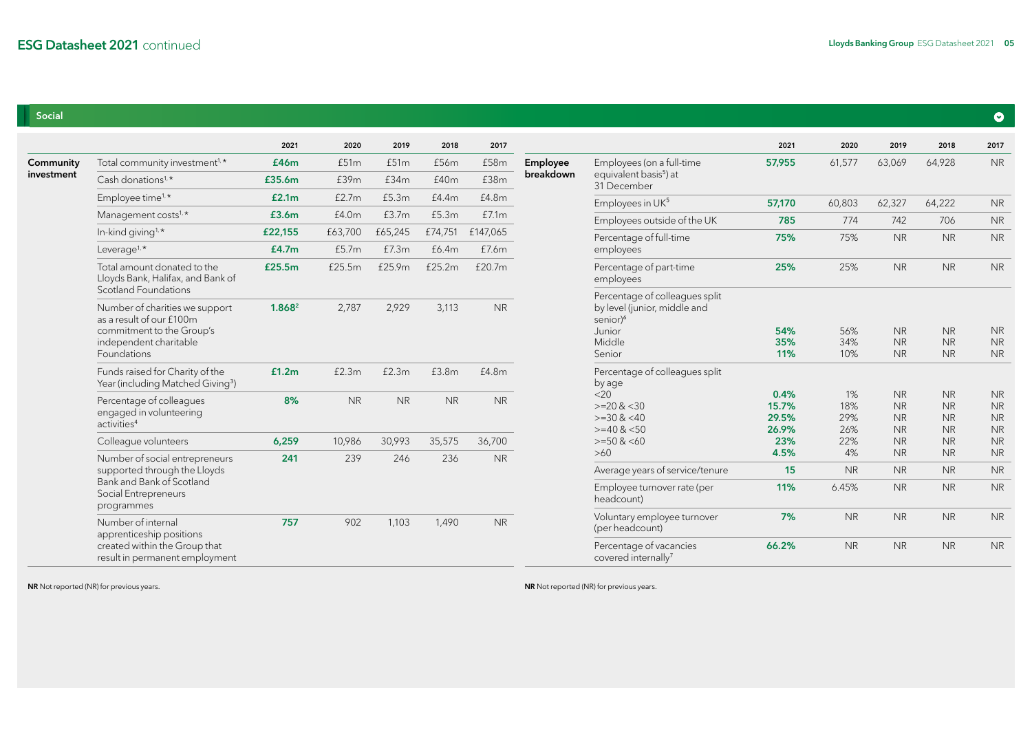## ESG Datasheet 2021 continued

### Social

| | | 2021 | 2020 | 2019 | 2018 | 2017 |
|---|---|---|---|---|---|---|
| **Community investment** | Total community investment[1,*] | **£46m** | £51m | £51m | £56m | £58m |
| | Cash donations[1,*] | **£35.6m** | £39m | £34m | £40m | £38m |
| | Employee time[1,*] | **£2.1m** | £2.7m | £5.3m | £4.4m | £4.8m |
| | Management costs[1,*] | **£3.6m** | £4.0m | £3.7m | £5.3m | £7.1m |
| | In-kind giving[1,*] | **£22,155** | £63,700 | £65,245 | £74,751 | £147,065 |
| | Leverage[1,*] | **£4.7m** | £5.7m | £7.3m | £6.4m | £7.6m |
| | Total amount donated to the Lloyds Bank, Halifax, and Bank of Scotland Foundations | **£25.5m** | £25.5m | £25.9m | £25.2m | £20.7m |
| | Number of charities we support as a result of our £100m commitment to the Group's independent charitable Foundations | **1,868[2]** | 2,787 | 2,929 | 3,113 | NR |
| | Funds raised for Charity of the Year (including Matched Giving[3]) | **£1.2m** | £2.3m | £2.3m | £3.8m | £4.8m |
| | Percentage of colleagues engaged in volunteering activities[4] | **8%** | NR | NR | NR | NR |
| | Colleague volunteers | **6,259** | 10,986 | 30,993 | 35,575 | 36,700 |
| | Number of social entrepreneurs supported through the Lloyds Bank and Bank of Scotland Social Entrepreneurs programmes | **241** | 239 | 246 | 236 | NR |
| | Number of internal apprenticeship positions created within the Group that result in permanent employment | **757** | 902 | 1,103 | 1,490 | NR |

**NR** Not reported (NR) for previous years.

| | | 2021 | 2020 | 2019 | 2018 | 2017 |
|---|---|---|---|---|---|---|
| **Employee breakdown** | Employees (on a full-time equivalent basis[5]) at 31 December | **57,955** | 61,577 | 63,069 | 64,928 | NR |
| | Employees in UK[5] | **57,170** | 60,803 | 62,327 | 64,222 | NR |
| | Employees outside of the UK | **785** | 774 | 742 | 706 | NR |
| | Percentage of full-time employees | **75%** | 75% | NR | NR | NR |
| | Percentage of part-time employees | **25%** | 25% | NR | NR | NR |
| | Percentage of colleagues split by level (junior, middle and senior)[6] | | | | | |
| | Junior | **54%** | 56% | NR | NR | NR |
| | Middle | **35%** | 34% | NR | NR | NR |
| | Senior | **11%** | 10% | NR | NR | NR |
| | Percentage of colleagues split by age | | | | | |
| | <20 | **0.4%** | 1% | NR | NR | NR |
| | >=20 & <30 | **15.7%** | 18% | NR | NR | NR |
| | >=30 & <40 | **29.5%** | 29% | NR | NR | NR |
| | >=40 & <50 | **26.9%** | 26% | NR | NR | NR |
| | >=50 & <60 | **23%** | 22% | NR | NR | NR |
| | >60 | **4.5%** | 4% | NR | NR | NR |
| | Average years of service/tenure | **15** | NR | NR | NR | NR |
| | Employee turnover rate (per headcount) | **11%** | 6.45% | NR | NR | NR |
| | Voluntary employee turnover (per headcount) | **7%** | NR | NR | NR | NR |
| | Percentage of vacancies covered internally[7] | **66.2%** | NR | NR | NR | NR |

**NR** Not reported (NR) for previous years.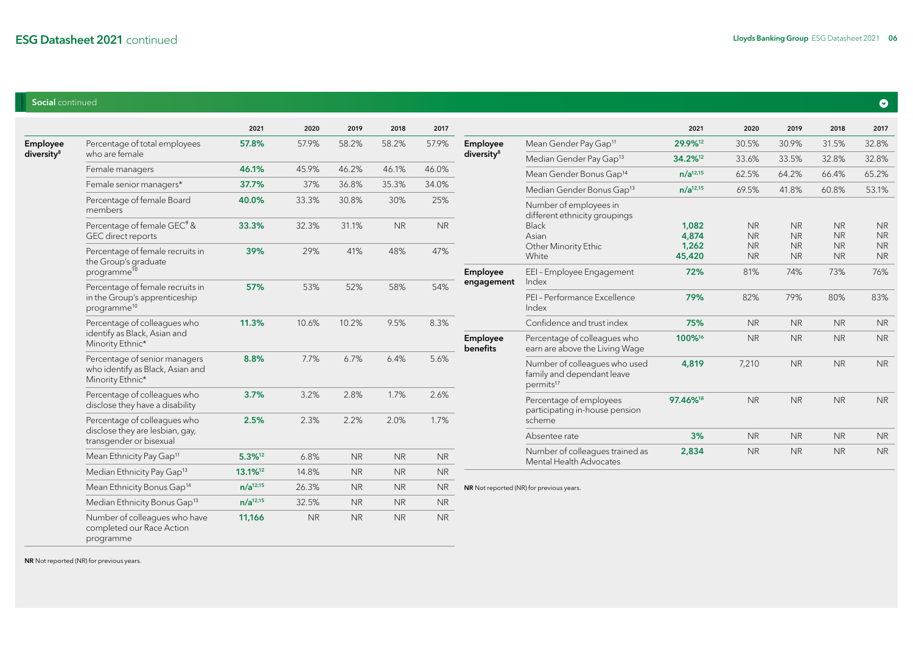## Social continued

| | | 2021 | 2020 | 2019 | 2018 | 2017 |
|---|---|---|---|---|---|---|
| **Employee diversity**[8] | Percentage of total employees who are female | **57.8%** | 57.9% | 58.2% | 58.2% | 57.9% |
| | Female managers | **46.1%** | 45.9% | 46.2% | 46.1% | 46.0% |
| | Female senior managers* | **37.7%** | 37% | 36.8% | 35.3% | 34.0% |
| | Percentage of female Board members | **40.0%** | 33.3% | 30.8% | 30% | 25% |
| | Percentage of female GEC[9] & GEC direct reports | **33.3%** | 32.3% | 31.1% | NR | NR |
| | Percentage of female recruits in the Group's graduate programme[10] | **39%** | 29% | 41% | 48% | 47% |
| | Percentage of female recruits in in the Group's apprenticeship programme[10] | **57%** | 53% | 52% | 58% | 54% |
| | Percentage of colleagues who identify as Black, Asian and Minority Ethnic* | **11.3%** | 10.6% | 10.2% | 9.5% | 8.3% |
| | Percentage of senior managers who identify as Black, Asian and Minority Ethnic* | **8.8%** | 7.7% | 6.7% | 6.4% | 5.6% |
| | Percentage of colleagues who disclose they have a disability | **3.7%** | 3.2% | 2.8% | 1.7% | 2.6% |
| | Percentage of colleagues who disclose they are lesbian, gay, transgender or bisexual | **2.5%** | 2.3% | 2.2% | 2.0% | 1.7% |
| | Mean Ethnicity Pay Gap[11] | **5.3%**[12] | 6.8% | NR | NR | NR |
| | Median Ethnicity Pay Gap[13] | **13.1%**[12] | 14.8% | NR | NR | NR |
| | Mean Ethnicity Bonus Gap[14] | **n/a**[12,15] | 26.3% | NR | NR | NR |
| | Median Ethnicity Bonus Gap[13] | **n/a**[12,15] | 32.5% | NR | NR | NR |
| | Number of colleagues who have completed our Race Action programme | **11,166** | NR | NR | NR | NR |

**NR** Not reported (NR) for previous years.

| | | 2021 | 2020 | 2019 | 2018 | 2017 |
|---|---|---|---|---|---|---|
| **Employee diversity**[8] | Mean Gender Pay Gap[11] | **29.9%**[12] | 30.5% | 30.9% | 31.5% | 32.8% |
| | Median Gender Pay Gap[13] | **34.2%**[12] | 33.6% | 33.5% | 32.8% | 32.8% |
| | Mean Gender Bonus Gap[14] | **n/a**[12,15] | 62.5% | 64.2% | 66.4% | 65.2% |
| | Median Gender Bonus Gap[13] | **n/a**[12,15] | 69.5% | 41.8% | 60.8% | 53.1% |
| | Number of employees in different ethnicity groupings | | | | | |
| | Black | **1,082** | NR | NR | NR | NR |
| | Asian | **4,874** | NR | NR | NR | NR |
| | Other Minority Ethic | **1,262** | NR | NR | NR | NR |
| | White | **45,420** | NR | NR | NR | NR |
| **Employee engagement** | EEI – Employee Engagement Index | **72%** | 81% | 74% | 73% | 76% |
| | PEI – Performance Excellence Index | **79%** | 82% | 79% | 80% | 83% |
| | Confidence and trust index | **75%** | NR | NR | NR | NR |
| **Employee benefits** | Percentage of colleagues who earn are above the Living Wage | **100%**[16] | NR | NR | NR | NR |
| | Number of colleagues who used family and dependant leave permits[17] | **4,819** | 7,210 | NR | NR | NR |
| | Percentage of employees participating in-house pension scheme | **97.46%**[18] | NR | NR | NR | NR |
| | Absentee rate | **3%** | NR | NR | NR | NR |
| | Number of colleagues trained as Mental Health Advocates | **2,834** | NR | NR | NR | NR |

**NR** Not reported (NR) for previous years.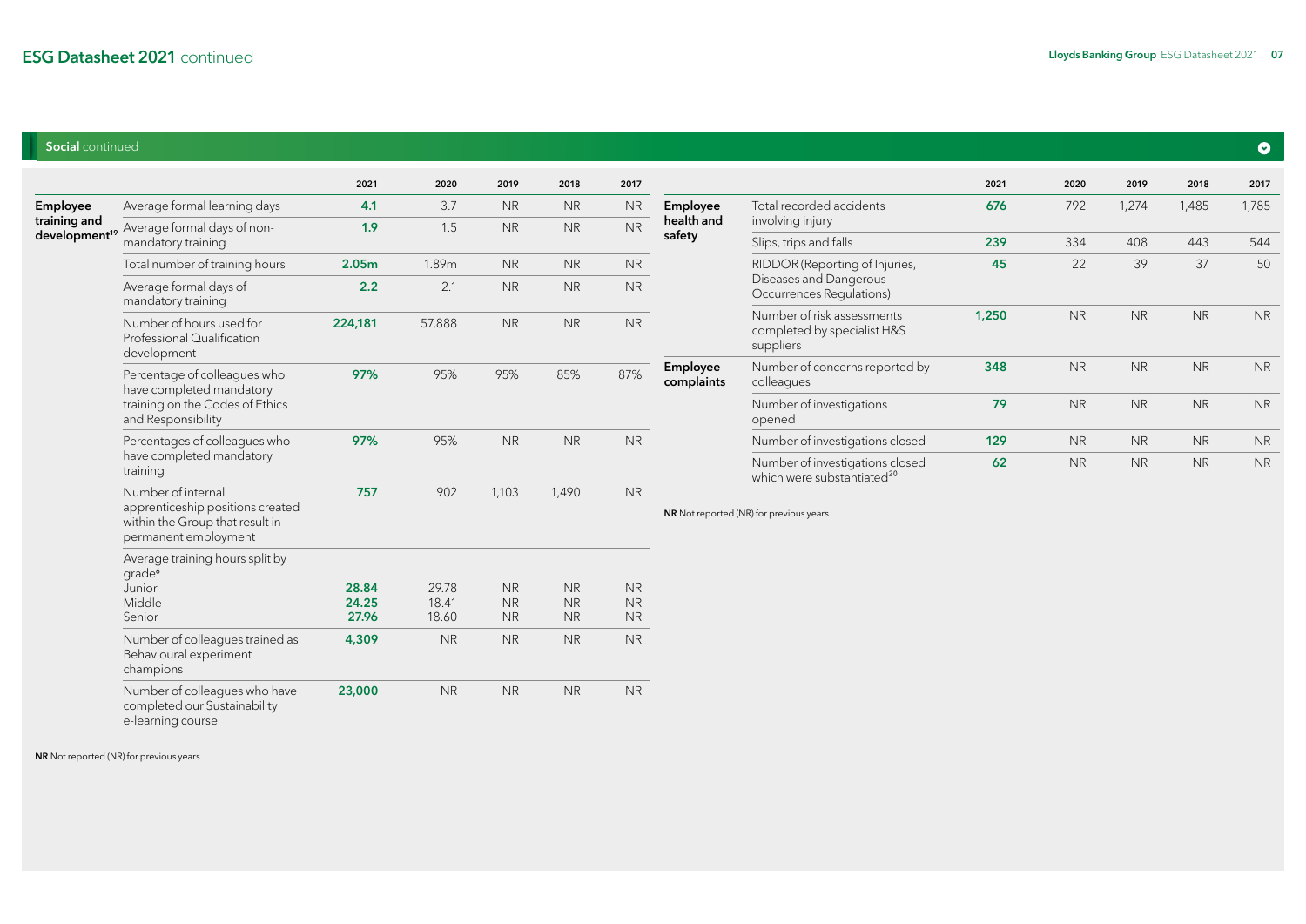## Social continued

| | | 2021 | 2020 | 2019 | 2018 | 2017 |
|---|---|---|---|---|---|---|
| **Employee training and development**[19] | Average formal learning days | **4.1** | 3.7 | NR | NR | NR |
| | Average formal days of non-mandatory training | **1.9** | 1.5 | NR | NR | NR |
| | Total number of training hours | **2.05m** | 1.89m | NR | NR | NR |
| | Average formal days of mandatory training | **2.2** | 2.1 | NR | NR | NR |
| | Number of hours used for Professional Qualification development | **224,181** | 57,888 | NR | NR | NR |
| | Percentage of colleagues who have completed mandatory training on the Codes of Ethics and Responsibility | **97%** | 95% | 95% | 85% | 87% |
| | Percentages of colleagues who have completed mandatory training | **97%** | 95% | NR | NR | NR |
| | Number of internal apprenticeship positions created within the Group that result in permanent employment | **757** | 902 | 1,103 | 1,490 | NR |
| | Average training hours split by grade[6] | | | | | |
| | Junior | **28.84** | 29.78 | NR | NR | NR |
| | Middle | **24.25** | 18.41 | NR | NR | NR |
| | Senior | **27.96** | 18.60 | NR | NR | NR |
| | Number of colleagues trained as Behavioural experiment champions | **4,309** | NR | NR | NR | NR |
| | Number of colleagues who have completed our Sustainability e-learning course | **23,000** | NR | NR | NR | NR |

**NR** Not reported (NR) for previous years.

| | | 2021 | 2020 | 2019 | 2018 | 2017 |
|---|---|---|---|---|---|---|
| **Employee health and safety** | Total recorded accidents involving injury | **676** | 792 | 1,274 | 1,485 | 1,785 |
| | Slips, trips and falls | **239** | 334 | 408 | 443 | 544 |
| | RIDDOR (Reporting of Injuries, Diseases and Dangerous Occurrences Regulations) | **45** | 22 | 39 | 37 | 50 |
| | Number of risk assessments completed by specialist H&S suppliers | **1,250** | NR | NR | NR | NR |
| **Employee complaints** | Number of concerns reported by colleagues | **348** | NR | NR | NR | NR |
| | Number of investigations opened | **79** | NR | NR | NR | NR |
| | Number of investigations closed | **129** | NR | NR | NR | NR |
| | Number of investigations closed which were substantiated[20] | **62** | NR | NR | NR | NR |

**NR** Not reported (NR) for previous years.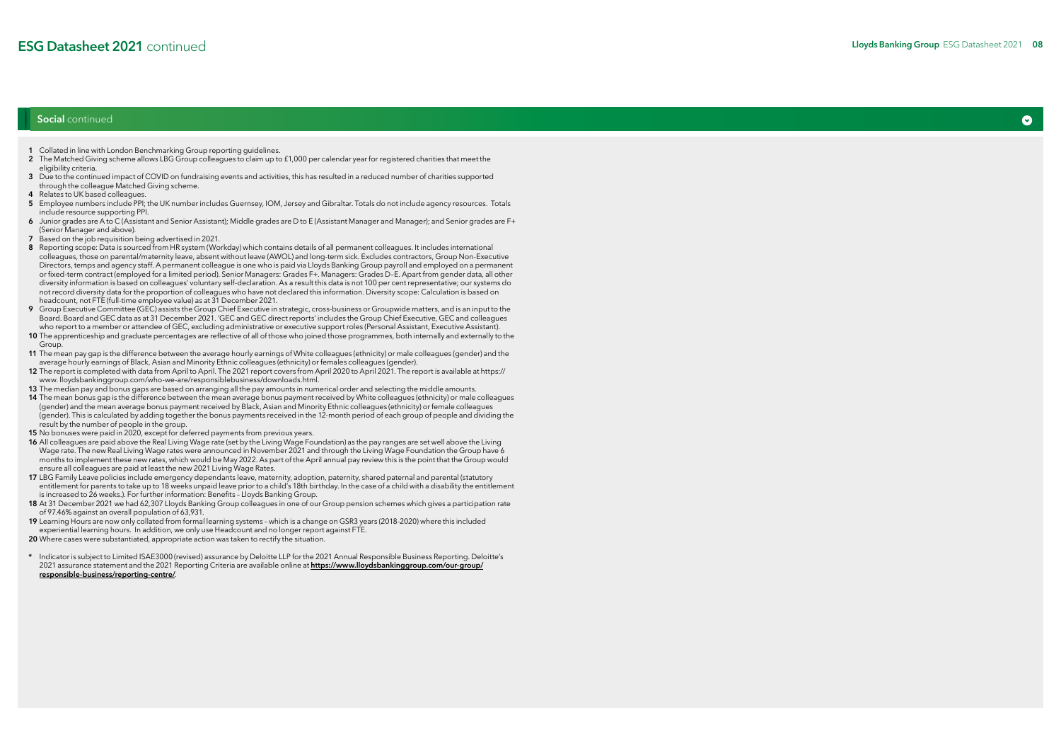# ESG Datasheet 2021 continued

## Social continued

1 Collated in line with London Benchmarking Group reporting guidelines.

2 The Matched Giving scheme allows LBG Group colleagues to claim up to £1,000 per calendar year for registered charities that meet the eligibility criteria.

3 Due to the continued impact of COVID on fundraising events and activities, this has resulted in a reduced number of charities supported through the colleague Matched Giving scheme.

4 Relates to UK based colleagues.

5 Employee numbers include PPI; the UK number includes Guernsey, IOM, Jersey and Gibraltar. Totals do not include agency resources. Totals include resource supporting PPI.

6 Junior grades are A to C (Assistant and Senior Assistant); Middle grades are D to E (Assistant Manager and Manager); and Senior grades are F+ (Senior Manager and above).

7 Based on the job requisition being advertised in 2021.

8 Reporting scope: Data is sourced from HR system (Workday) which contains details of all permanent colleagues. It includes international colleagues, those on parental/maternity leave, absent without leave (AWOL) and long-term sick. Excludes contractors, Group Non-Executive Directors, temps and agency staff. A permanent colleague is one who is paid via Lloyds Banking Group payroll and employed on a permanent or fixed-term contract (employed for a limited period). Senior Managers: Grades F+. Managers: Grades D–E. Apart from gender data, all other diversity information is based on colleagues' voluntary self-declaration. As a result this data is not 100 per cent representative; our systems do not record diversity data for the proportion of colleagues who have not declared this information. Diversity scope: Calculation is based on headcount, not FTE (full-time employee value) as at 31 December 2021.

9 Group Executive Committee (GEC) assists the Group Chief Executive in strategic, cross-business or Groupwide matters, and is an input to the Board. Board and GEC data as at 31 December 2021. 'GEC and GEC direct reports' includes the Group Chief Executive, GEC and colleagues who report to a member or attendee of GEC, excluding administrative or executive support roles (Personal Assistant, Executive Assistant).

10 The apprenticeship and graduate percentages are reflective of all of those who joined those programmes, both internally and externally to the Group.

11 The mean pay gap is the difference between the average hourly earnings of White colleagues (ethnicity) or male colleagues (gender) and the average hourly earnings of Black, Asian and Minority Ethnic colleagues (ethnicity) or females colleagues (gender).

12 The report is completed with data from April to April. The 2021 report covers from April 2020 to April 2021. The report is available at https://www.lloydsbankinggroup.com/who-we-are/responsiblebusiness/downloads.html.

13 The median pay and bonus gaps are based on arranging all the pay amounts in numerical order and selecting the middle amounts.

14 The mean bonus gap is the difference between the mean average bonus payment received by White colleagues (ethnicity) or male colleagues (gender) and the mean average bonus payment received by Black, Asian and Minority Ethnic colleagues (ethnicity) or female colleagues (gender). This is calculated by adding together the bonus payments received in the 12-month period of each group of people and dividing the result by the number of people in the group.

15 No bonuses were paid in 2020, except for deferred payments from previous years.

16 All colleagues are paid above the Real Living Wage rate (set by the Living Wage Foundation) as the pay ranges are set well above the Living Wage rate. The new Real Living Wage rates were announced in November 2021 and through the Living Wage Foundation the Group have 6 months to implement these new rates, which would be May 2022. As part of the April annual pay review this is the point that the Group would ensure all colleagues are paid at least the new 2021 Living Wage Rates.

17 LBG Family Leave policies include emergency dependants leave, maternity, adoption, paternity, shared paternal and parental (statutory entitlement for parents to take up to 18 weeks unpaid leave prior to a child's 18th birthday. In the case of a child with a disability the entitlement is increased to 26 weeks.). For further information: Benefits – Lloyds Banking Group.

18 At 31 December 2021 we had 62,307 Lloyds Banking Group colleagues in one of our Group pension schemes which gives a participation rate of 97.46% against an overall population of 63,931.

19 Learning Hours are now only collated from formal learning systems – which is a change on GSR3 years (2018-2020) where this included experiential learning hours. In addition, we only use Headcount and no longer report against FTE.

20 Where cases were substantiated, appropriate action was taken to rectify the situation.

* Indicator is subject to Limited ISAE3000 (revised) assurance by Deloitte LLP for the 2021 Annual Responsible Business Reporting. Deloitte's 2021 assurance statement and the 2021 Reporting Criteria are available online at **https://www.lloydsbankinggroup.com/our-group/responsible-business/reporting-centre/**.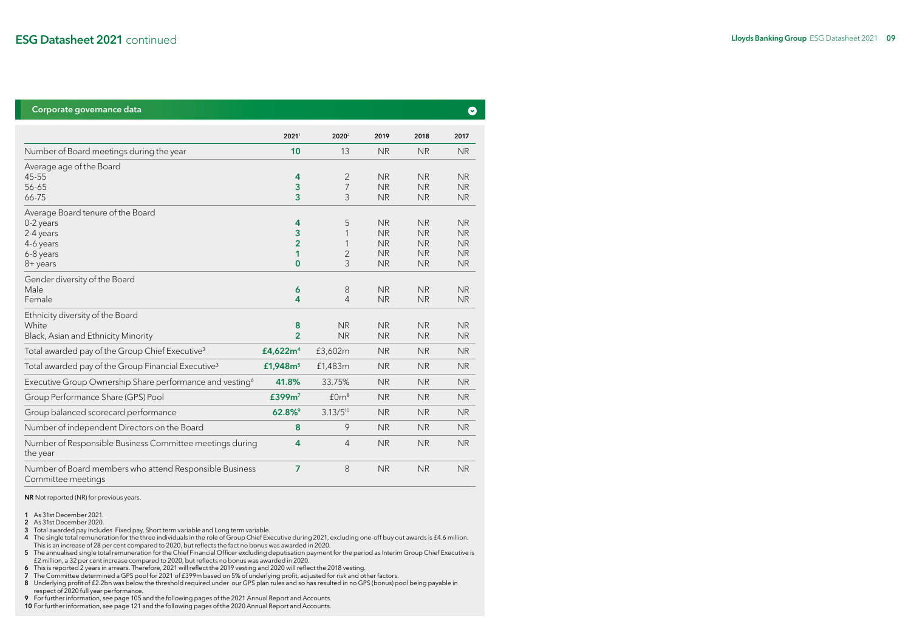## ESG Datasheet 2021 continued

### Corporate governance data

| | 2021[1] | 2020[2] | 2019 | 2018 | 2017 |
|---|---|---|---|---|---|
| Number of Board meetings during the year | **10** | 13 | NR | NR | NR |
| Average age of the Board | | | | | |
| 45-55 | **4** | 2 | NR | NR | NR |
| 56-65 | **3** | 7 | NR | NR | NR |
| 66-75 | **3** | 3 | NR | NR | NR |
| Average Board tenure of the Board | | | | | |
| 0-2 years | **4** | 5 | NR | NR | NR |
| 2-4 years | **3** | 1 | NR | NR | NR |
| 4-6 years | **2** | 1 | NR | NR | NR |
| 6-8 years | **1** | 2 | NR | NR | NR |
| 8+ years | **0** | 3 | NR | NR | NR |
| Gender diversity of the Board | | | | | |
| Male | **6** | 8 | NR | NR | NR |
| Female | **4** | 4 | NR | NR | NR |
| Ethnicity diversity of the Board | | | | | |
| White | **8** | NR | NR | NR | NR |
| Black, Asian and Ethnicity Minority | **2** | NR | NR | NR | NR |
| Total awarded pay of the Group Chief Executive[3] | **£4,622m[4]** | £3,602m | NR | NR | NR |
| Total awarded pay of the Group Financial Executive[3] | **£1,948m[5]** | £1,483m | NR | NR | NR |
| Executive Group Ownership Share performance and vesting[6] | **41.8%** | 33.75% | NR | NR | NR |
| Group Performance Share (GPS) Pool | **£399m[7]** | £0m[8] | NR | NR | NR |
| Group balanced scorecard performance | **62.8%[9]** | 3.13/5[10] | NR | NR | NR |
| Number of independent Directors on the Board | **8** | 9 | NR | NR | NR |
| Number of Responsible Business Committee meetings during the year | **4** | 4 | NR | NR | NR |
| Number of Board members who attend Responsible Business Committee meetings | **7** | 8 | NR | NR | NR |

**NR** Not reported (NR) for previous years.

1 As 31st December 2021.
2 As 31st December 2020.
3 Total awarded pay includes Fixed pay, Short term variable and Long term variable.
4 The single total remuneration for the three individuals in the role of Group Chief Executive during 2021, excluding one-off buy out awards is £4.6 million. This is an increase of 28 per cent compared to 2020, but reflects the fact no bonus was awarded in 2020.
5 The annualised single total remuneration for the Chief Financial Officer excluding deputisation payment for the period as Interim Group Chief Executive is £2 million, a 32 per cent increase compared to 2020, but reflects no bonus was awarded in 2020.
6 This is reported 2 years in arrears. Therefore, 2021 will reflect the 2019 vesting and 2020 will reflect the 2018 vesting.
7 The Committee determined a GPS pool for 2021 of £399m based on 5% of underlying profit, adjusted for risk and other factors.
8 Underlying profit of £2.2bn was below the threshold required under our GPS plan rules and so has resulted in no GPS (bonus) pool being payable in respect of 2020 full year performance.
9 For further information, see page 105 and the following pages of the 2021 Annual Report and Accounts.
10 For further information, see page 121 and the following pages of the 2020 Annual Report and Accounts.